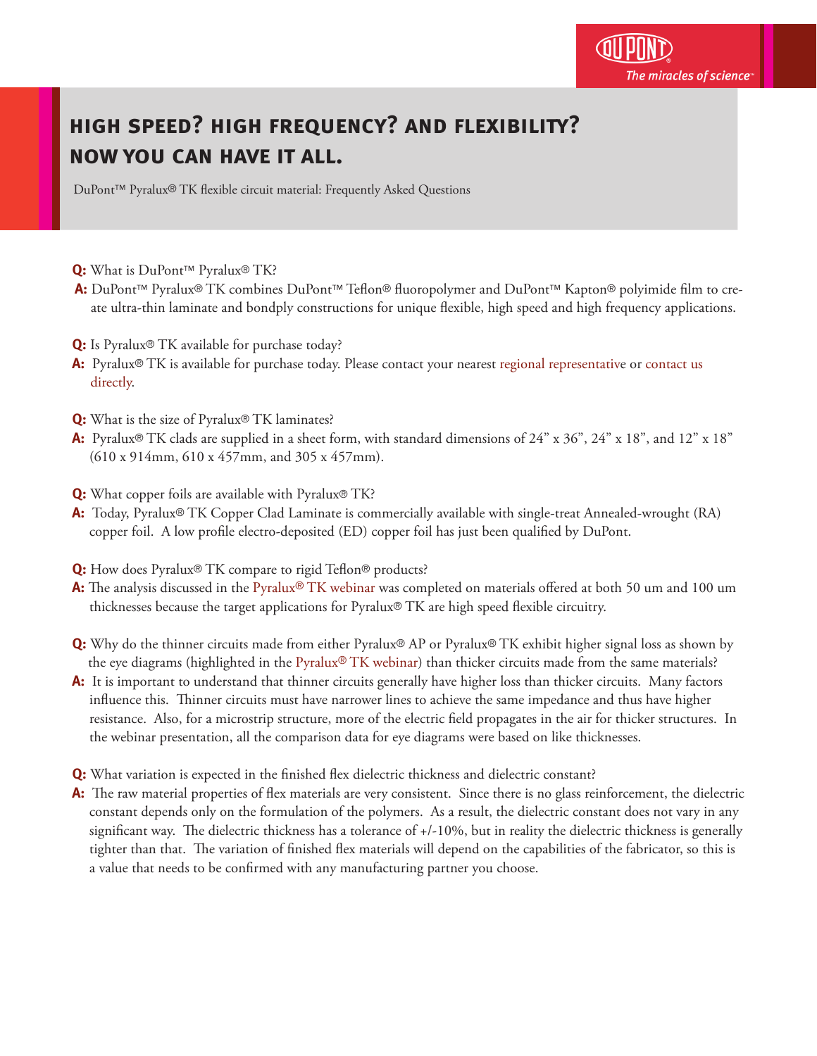# HIGH SPEED? HIGH FREQUENCY? AND FLEXIBILITY? NOW YOU CAN HAVE IT ALL.

DuPont™ Pyralux® TK flexible circuit material: Frequently Asked Questions

**Q:** What is DuPont™ Pyralux® TK?

**A:** DuPont™ Pyralux® TK combines DuPont™ Teflon® fluoropolymer and DuPont™ Kapton® polyimide film to create ultra-thin laminate and bondply constructions for unique flexible, high speed and high frequency applications.

**Q:** Is Pyralux® TK available for purchase today?

**A:** Pyralux® TK is available for purchase today. Please contact your nearest regional representative or contact us directly.

**Q:** What is the size of Pyralux® TK laminates?

**A:** Pyralux® TK clads are supplied in a sheet form, with standard dimensions of 24" x 36", 24" x 18", and 12" x 18" (610 x 914mm, 610 x 457mm, and 305 x 457mm).

**Q:** What copper foils are available with Pyralux® TK?

**A:** Today, Pyralux® TK Copper Clad Laminate is commercially available with single-treat Annealed-wrought (RA) copper foil. A low profile electro-deposited (ED) copper foil has just been qualified by DuPont.

**Q:** How does Pyralux® TK compare to rigid Teflon® products?

**A:** The analysis discussed in the Pyralux® TK webinar was completed on materials offered at both 50 um and 100 um thicknesses because the target applications for Pyralux® TK are high speed flexible circuitry.

**Q:** Why do the thinner circuits made from either Pyralux® AP or Pyralux® TK exhibit higher signal loss as shown by the eye diagrams (highlighted in the Pyralux® TK webinar) than thicker circuits made from the same materials?

**A:** It is important to understand that thinner circuits generally have higher loss than thicker circuits. Many factors influence this. Thinner circuits must have narrower lines to achieve the same impedance and thus have higher resistance. Also, for a microstrip structure, more of the electric field propagates in the air for thicker structures. In the webinar presentation, all the comparison data for eye diagrams were based on like thicknesses.

**Q:** What variation is expected in the finished flex dielectric thickness and dielectric constant?

**A:** The raw material properties of flex materials are very consistent. Since there is no glass reinforcement, the dielectric constant depends only on the formulation of the polymers. As a result, the dielectric constant does not vary in any significant way. The dielectric thickness has a tolerance of +/-10%, but in reality the dielectric thickness is generally tighter than that. The variation of finished flex materials will depend on the capabilities of the fabricator, so this is a value that needs to be confirmed with any manufacturing partner you choose.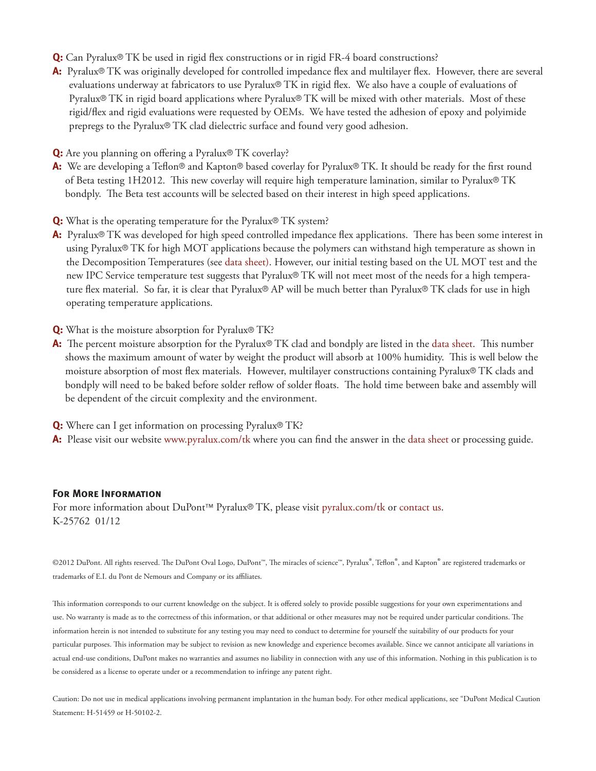**Q:** Can Pyralux® TK be used in rigid flex constructions or in rigid FR-4 board constructions?

**A:** Pyralux® TK was originally developed for controlled impedance flex and multilayer flex. However, there are several evaluations underway at fabricators to use Pyralux® TK in rigid flex. We also have a couple of evaluations of Pyralux® TK in rigid board applications where Pyralux® TK will be mixed with other materials. Most of these rigid/flex and rigid evaluations were requested by OEMs. We have tested the adhesion of epoxy and polyimide prepregs to the Pyralux® TK clad dielectric surface and found very good adhesion.

**Q:** Are you planning on offering a Pyralux® TK coverlay?

**A:** We are developing a Teflon® and Kapton® based coverlay for Pyralux® TK. It should be ready for the first round of Beta testing 1H2012. This new coverlay will require high temperature lamination, similar to Pyralux® TK bondply. The Beta test accounts will be selected based on their interest in high speed applications.

**Q:** What is the operating temperature for the Pyralux® TK system?

**A:** Pyralux® TK was developed for high speed controlled impedance flex applications. There has been some interest in using Pyralux® TK for high MOT applications because the polymers can withstand high temperature as shown in the Decomposition Temperatures (see data sheet). However, our initial testing based on the UL MOT test and the new IPC Service temperature test suggests that Pyralux® TK will not meet most of the needs for a high temperature flex material. So far, it is clear that Pyralux® AP will be much better than Pyralux® TK clads for use in high operating temperature applications.

**Q:** What is the moisture absorption for Pyralux® TK?

**A:** The percent moisture absorption for the Pyralux® TK clad and bondply are listed in the data sheet. This number shows the maximum amount of water by weight the product will absorb at 100% humidity. This is well below the moisture absorption of most flex materials. However, multilayer constructions containing Pyralux® TK clads and bondply will need to be baked before solder reflow of solder floats. The hold time between bake and assembly will be dependent of the circuit complexity and the environment.

**Q:** Where can I get information on processing Pyralux® TK?

**A:** Please visit our website www.pyralux.com/tk where you can find the answer in the data sheet or processing guide.

## For More Information

For more information about DuPont™ Pyralux® TK, please visit pyralux.com/tk or contact us.
K-25762 01/12

©2012 DuPont. All rights reserved. The DuPont Oval Logo, DuPont™, The miracles of science™, Pyralux®, Teflon®, and Kapton® are registered trademarks or trademarks of E.I. du Pont de Nemours and Company or its affiliates.

This information corresponds to our current knowledge on the subject. It is offered solely to provide possible suggestions for your own experimentations and use. No warranty is made as to the correctness of this information, or that additional or other measures may not be required under particular conditions. The information herein is not intended to substitute for any testing you may need to conduct to determine for yourself the suitability of our products for your particular purposes. This information may be subject to revision as new knowledge and experience becomes available. Since we cannot anticipate all variations in actual end-use conditions, DuPont makes no warranties and assumes no liability in connection with any use of this information. Nothing in this publication is to be considered as a license to operate under or a recommendation to infringe any patent right.

Caution: Do not use in medical applications involving permanent implantation in the human body. For other medical applications, see "DuPont Medical Caution Statement: H-51459 or H-50102-2.